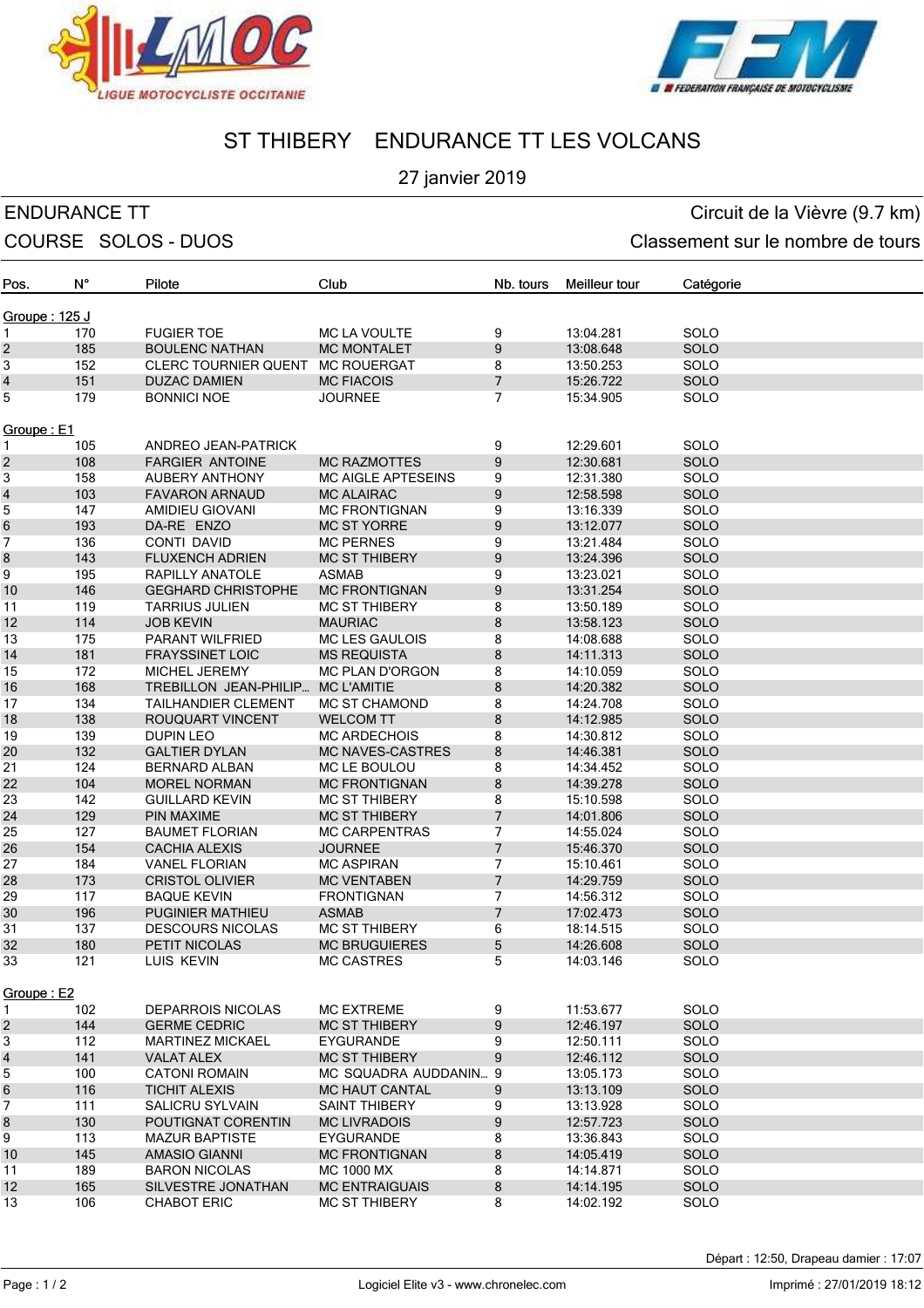# ST THIBERY ENDURANCE TT LES VOLCANS

27 janvier 2019

ENDURANCE TT — Circuit de la Vièvre (9.7 km)

COURSE SOLOS - DUOS — Classement sur le nombre de tours

| Pos. | N° | Pilote | Club | Nb. tours | Meilleur tour | Catégorie |
|---|---|---|---|---|---|---|
| **Groupe : 125 J** | | | | | | |
| 1 | 170 | FUGIER TOE | MC LA VOULTE | 9 | 13:04.281 | SOLO |
| 2 | 185 | BOULENC NATHAN | MC MONTALET | 9 | 13:08.648 | SOLO |
| 3 | 152 | CLERC TOURNIER QUENT | MC ROUERGAT | 8 | 13:50.253 | SOLO |
| 4 | 151 | DUZAC DAMIEN | MC FIACOIS | 7 | 15:26.722 | SOLO |
| 5 | 179 | BONNICI NOE | JOURNEE | 7 | 15:34.905 | SOLO |
| **Groupe : E1** | | | | | | |
| 1 | 105 | ANDREO JEAN-PATRICK | | 9 | 12:29.601 | SOLO |
| 2 | 108 | FARGIER ANTOINE | MC RAZMOTTES | 9 | 12:30.681 | SOLO |
| 3 | 158 | AUBERY ANTHONY | MC AIGLE APTESEINS | 9 | 12:31.380 | SOLO |
| 4 | 103 | FAVARON ARNAUD | MC ALAIRAC | 9 | 12:58.598 | SOLO |
| 5 | 147 | AMIDIEU GIOVANI | MC FRONTIGNAN | 9 | 13:16.339 | SOLO |
| 6 | 193 | DA-RE ENZO | MC ST YORRE | 9 | 13:12.077 | SOLO |
| 7 | 136 | CONTI DAVID | MC PERNES | 9 | 13:21.484 | SOLO |
| 8 | 143 | FLUXENCH ADRIEN | MC ST THIBERY | 9 | 13:24.396 | SOLO |
| 9 | 195 | RAPILLY ANATOLE | ASMAB | 9 | 13:23.021 | SOLO |
| 10 | 146 | GEGHARD CHRISTOPHE | MC FRONTIGNAN | 9 | 13:31.254 | SOLO |
| 11 | 119 | TARRIUS JULIEN | MC ST THIBERY | 8 | 13:50.189 | SOLO |
| 12 | 114 | JOB KEVIN | MAURIAC | 8 | 13:58.123 | SOLO |
| 13 | 175 | PARANT WILFRIED | MC LES GAULOIS | 8 | 14:08.688 | SOLO |
| 14 | 181 | FRAYSSINET LOIC | MS REQUISTA | 8 | 14:11.313 | SOLO |
| 15 | 172 | MICHEL JEREMY | MC PLAN D'ORGON | 8 | 14:10.059 | SOLO |
| 16 | 168 | TREBILLON JEAN-PHILIP... | MC L'AMITIE | 8 | 14:20.382 | SOLO |
| 17 | 134 | TAILHANDIER CLEMENT | MC ST CHAMOND | 8 | 14:24.708 | SOLO |
| 18 | 138 | ROUQUART VINCENT | WELCOM TT | 8 | 14:12.985 | SOLO |
| 19 | 139 | DUPIN LEO | MC ARDECHOIS | 8 | 14:30.812 | SOLO |
| 20 | 132 | GALTIER DYLAN | MC NAVES-CASTRES | 8 | 14:46.381 | SOLO |
| 21 | 124 | BERNARD ALBAN | MC LE BOULOU | 8 | 14:34.452 | SOLO |
| 22 | 104 | MOREL NORMAN | MC FRONTIGNAN | 8 | 14:39.278 | SOLO |
| 23 | 142 | GUILLARD KEVIN | MC ST THIBERY | 8 | 15:10.598 | SOLO |
| 24 | 129 | PIN MAXIME | MC ST THIBERY | 7 | 14:01.806 | SOLO |
| 25 | 127 | BAUMET FLORIAN | MC CARPENTRAS | 7 | 14:55.024 | SOLO |
| 26 | 154 | CACHIA ALEXIS | JOURNEE | 7 | 15:46.370 | SOLO |
| 27 | 184 | VANEL FLORIAN | MC ASPIRAN | 7 | 15:10.461 | SOLO |
| 28 | 173 | CRISTOL OLIVIER | MC VENTABEN | 7 | 14:29.759 | SOLO |
| 29 | 117 | BAQUE KEVIN | FRONTIGNAN | 7 | 14:56.312 | SOLO |
| 30 | 196 | PUGINIER MATHIEU | ASMAB | 7 | 17:02.473 | SOLO |
| 31 | 137 | DESCOURS NICOLAS | MC ST THIBERY | 6 | 18:14.515 | SOLO |
| 32 | 180 | PETIT NICOLAS | MC BRUGUIERES | 5 | 14:26.608 | SOLO |
| 33 | 121 | LUIS KEVIN | MC CASTRES | 5 | 14:03.146 | SOLO |
| **Groupe : E2** | | | | | | |
| 1 | 102 | DEPARROIS NICOLAS | MC EXTREME | 9 | 11:53.677 | SOLO |
| 2 | 144 | GERME CEDRIC | MC ST THIBERY | 9 | 12:46.197 | SOLO |
| 3 | 112 | MARTINEZ MICKAEL | EYGURANDE | 9 | 12:50.111 | SOLO |
| 4 | 141 | VALAT ALEX | MC ST THIBERY | 9 | 12:46.112 | SOLO |
| 5 | 100 | CATONI ROMAIN | MC SQUADRA AUDDANIN... | 9 | 13:05.173 | SOLO |
| 6 | 116 | TICHIT ALEXIS | MC HAUT CANTAL | 9 | 13:13.109 | SOLO |
| 7 | 111 | SALICRU SYLVAIN | SAINT THIBERY | 9 | 13:13.928 | SOLO |
| 8 | 130 | POUTIGNAT CORENTIN | MC LIVRADOIS | 9 | 12:57.723 | SOLO |
| 9 | 113 | MAZUR BAPTISTE | EYGURANDE | 8 | 13:36.843 | SOLO |
| 10 | 145 | AMASIO GIANNI | MC FRONTIGNAN | 8 | 14:05.419 | SOLO |
| 11 | 189 | BARON NICOLAS | MC 1000 MX | 8 | 14:14.871 | SOLO |
| 12 | 165 | SILVESTRE JONATHAN | MC ENTRAIGUAIS | 8 | 14:14.195 | SOLO |
| 13 | 106 | CHABOT ERIC | MC ST THIBERY | 8 | 14:02.192 | SOLO |

Départ : 12:50, Drapeau damier : 17:07

Logiciel Elite v3 - www.chronelec.com — Imprimé : 27/01/2019 18:12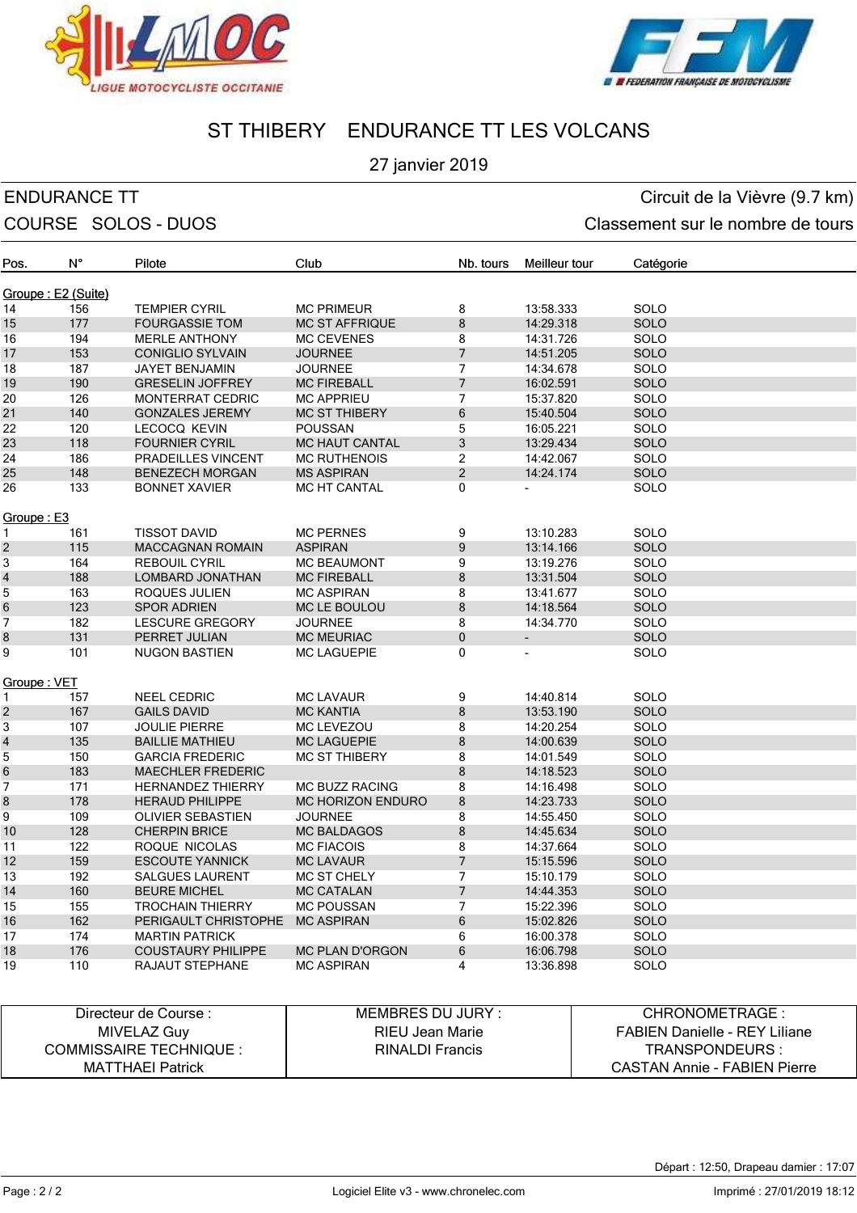# ST THIBERY ENDURANCE TT LES VOLCANS

27 janvier 2019

ENDURANCE TT — Circuit de la Vièvre (9.7 km)

COURSE SOLOS - DUOS — Classement sur le nombre de tours

| Pos. | N° | Pilote | Club | Nb. tours | Meilleur tour | Catégorie |
|---|---|---|---|---|---|---|
| **Groupe : E2 (Suite)** | | | | | | |
| 14 | 156 | TEMPIER CYRIL | MC PRIMEUR | 8 | 13:58.333 | SOLO |
| 15 | 177 | FOURGASSIE TOM | MC ST AFFRIQUE | 8 | 14:29.318 | SOLO |
| 16 | 194 | MERLE ANTHONY | MC CEVENES | 8 | 14:31.726 | SOLO |
| 17 | 153 | CONIGLIO SYLVAIN | JOURNEE | 7 | 14:51.205 | SOLO |
| 18 | 187 | JAYET BENJAMIN | JOURNEE | 7 | 14:34.678 | SOLO |
| 19 | 190 | GRESELIN JOFFREY | MC FIREBALL | 7 | 16:02.591 | SOLO |
| 20 | 126 | MONTERRAT CEDRIC | MC APPRIEU | 7 | 15:37.820 | SOLO |
| 21 | 140 | GONZALES JEREMY | MC ST THIBERY | 6 | 15:40.504 | SOLO |
| 22 | 120 | LECOCQ KEVIN | POUSSAN | 5 | 16:05.221 | SOLO |
| 23 | 118 | FOURNIER CYRIL | MC HAUT CANTAL | 3 | 13:29.434 | SOLO |
| 24 | 186 | PRADEILLES VINCENT | MC RUTHENOIS | 2 | 14:42.067 | SOLO |
| 25 | 148 | BENEZECH MORGAN | MS ASPIRAN | 2 | 14:24.174 | SOLO |
| 26 | 133 | BONNET XAVIER | MC HT CANTAL | 0 | - | SOLO |
| **Groupe : E3** | | | | | | |
| 1 | 161 | TISSOT DAVID | MC PERNES | 9 | 13:10.283 | SOLO |
| 2 | 115 | MACCAGNAN ROMAIN | ASPIRAN | 9 | 13:14.166 | SOLO |
| 3 | 164 | REBOUIL CYRIL | MC BEAUMONT | 9 | 13:19.276 | SOLO |
| 4 | 188 | LOMBARD JONATHAN | MC FIREBALL | 8 | 13:31.504 | SOLO |
| 5 | 163 | ROQUES JULIEN | MC ASPIRAN | 8 | 13:41.677 | SOLO |
| 6 | 123 | SPOR ADRIEN | MC LE BOULOU | 8 | 14:18.564 | SOLO |
| 7 | 182 | LESCURE GREGORY | JOURNEE | 8 | 14:34.770 | SOLO |
| 8 | 131 | PERRET JULIAN | MC MEURIAC | 0 | - | SOLO |
| 9 | 101 | NUGON BASTIEN | MC LAGUEPIE | 0 | - | SOLO |
| **Groupe : VET** | | | | | | |
| 1 | 157 | NEEL CEDRIC | MC LAVAUR | 9 | 14:40.814 | SOLO |
| 2 | 167 | GAILS DAVID | MC KANTIA | 8 | 13:53.190 | SOLO |
| 3 | 107 | JOULIE PIERRE | MC LEVEZOU | 8 | 14:20.254 | SOLO |
| 4 | 135 | BAILLIE MATHIEU | MC LAGUEPIE | 8 | 14:00.639 | SOLO |
| 5 | 150 | GARCIA FREDERIC | MC ST THIBERY | 8 | 14:01.549 | SOLO |
| 6 | 183 | MAECHLER FREDERIC | | 8 | 14:18.523 | SOLO |
| 7 | 171 | HERNANDEZ THIERRY | MC BUZZ RACING | 8 | 14:16.498 | SOLO |
| 8 | 178 | HERAUD PHILIPPE | MC HORIZON ENDURO | 8 | 14:23.733 | SOLO |
| 9 | 109 | OLIVIER SEBASTIEN | JOURNEE | 8 | 14:55.450 | SOLO |
| 10 | 128 | CHERPIN BRICE | MC BALDAGOS | 8 | 14:45.634 | SOLO |
| 11 | 122 | ROQUE NICOLAS | MC FIACOIS | 8 | 14:37.664 | SOLO |
| 12 | 159 | ESCOUTE YANNICK | MC LAVAUR | 7 | 15:15.596 | SOLO |
| 13 | 192 | SALGUES LAURENT | MC ST CHELY | 7 | 15:10.179 | SOLO |
| 14 | 160 | BEURE MICHEL | MC CATALAN | 7 | 14:44.353 | SOLO |
| 15 | 155 | TROCHAIN THIERRY | MC POUSSAN | 7 | 15:22.396 | SOLO |
| 16 | 162 | PERIGAULT CHRISTOPHE | MC ASPIRAN | 6 | 15:02.826 | SOLO |
| 17 | 174 | MARTIN PATRICK | | 6 | 16:00.378 | SOLO |
| 18 | 176 | COUSTAURY PHILIPPE | MC PLAN D'ORGON | 6 | 16:06.798 | SOLO |
| 19 | 110 | RAJAUT STEPHANE | MC ASPIRAN | 4 | 13:36.898 | SOLO |

| Directeur de Course : MIVELAZ Guy<br>COMMISSAIRE TECHNIQUE : MATTHAEI Patrick | MEMBRES DU JURY : RIEU Jean Marie<br>RINALDI Francis | CHRONOMETRAGE : FABIEN Danielle - REY Liliane<br>TRANSPONDEURS : CASTAN Annie - FABIEN Pierre |
|---|---|---|

Départ : 12:50, Drapeau damier : 17:07

Logiciel Elite v3 - www.chronelec.com

Imprimé : 27/01/2019 18:12